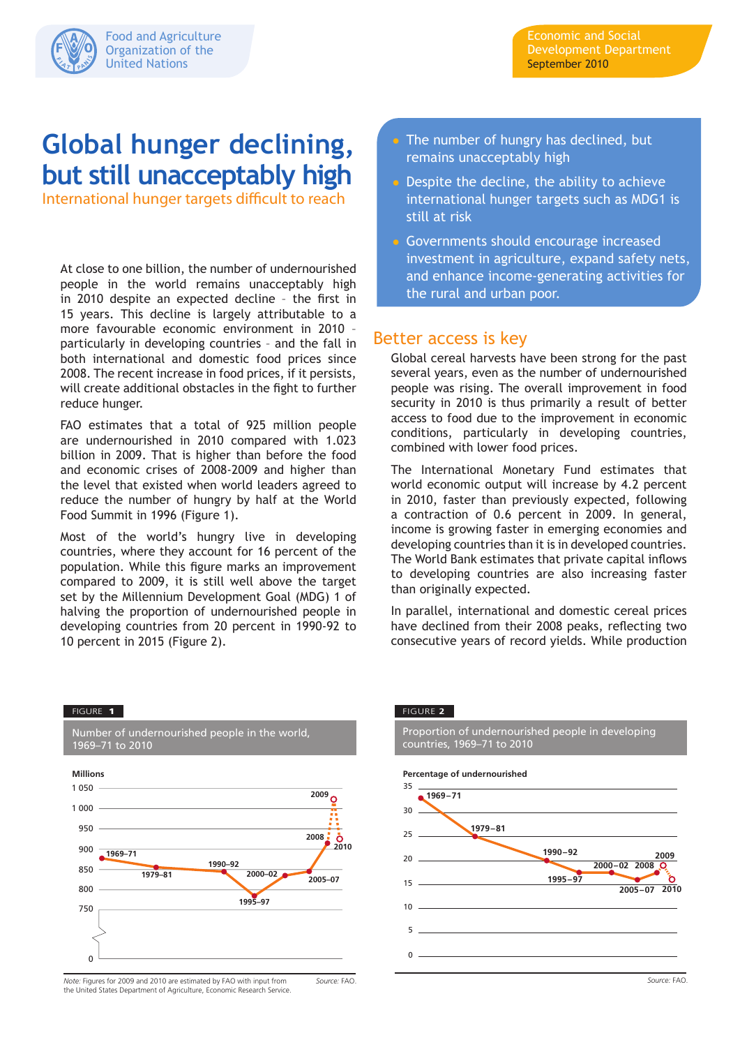Food and Agriculture Organization of the United Nations

Economic and Social Development Department
September 2010

# Global hunger declining, but still unacceptably high

## International hunger targets difficult to reach

- The number of hungry has declined, but remains unacceptably high
- Despite the decline, the ability to achieve international hunger targets such as MDG1 is still at risk
- Governments should encourage increased investment in agriculture, expand safety nets, and enhance income-generating activities for the rural and urban poor.

At close to one billion, the number of undernourished people in the world remains unacceptably high in 2010 despite an expected decline – the first in 15 years. This decline is largely attributable to a more favourable economic environment in 2010 – particularly in developing countries – and the fall in both international and domestic food prices since 2008. The recent increase in food prices, if it persists, will create additional obstacles in the fight to further reduce hunger.

FAO estimates that a total of 925 million people are undernourished in 2010 compared with 1.023 billion in 2009. That is higher than before the food and economic crises of 2008-2009 and higher than the level that existed when world leaders agreed to reduce the number of hungry by half at the World Food Summit in 1996 (Figure 1).

Most of the world's hungry live in developing countries, where they account for 16 percent of the population. While this figure marks an improvement compared to 2009, it is still well above the target set by the Millennium Development Goal (MDG) 1 of halving the proportion of undernourished people in developing countries from 20 percent in 1990-92 to 10 percent in 2015 (Figure 2).

## Better access is key

Global cereal harvests have been strong for the past several years, even as the number of undernourished people was rising. The overall improvement in food security in 2010 is thus primarily a result of better access to food due to the improvement in economic conditions, particularly in developing countries, combined with lower food prices.

The International Monetary Fund estimates that world economic output will increase by 4.2 percent in 2010, faster than previously expected, following a contraction of 0.6 percent in 2009. In general, income is growing faster in emerging economies and developing countries than it is in developed countries. The World Bank estimates that private capital inflows to developing countries are also increasing faster than originally expected.

In parallel, international and domestic cereal prices have declined from their 2008 peaks, reflecting two consecutive years of record yields. While production

FIGURE 1

Number of undernourished people in the world, 1969–71 to 2010

*Note:* Figures for 2009 and 2010 are estimated by FAO with input from the United States Department of Agriculture, Economic Research Service.

*Source:* FAO.

FIGURE 2

Proportion of undernourished people in developing countries, 1969–71 to 2010

*Source:* FAO.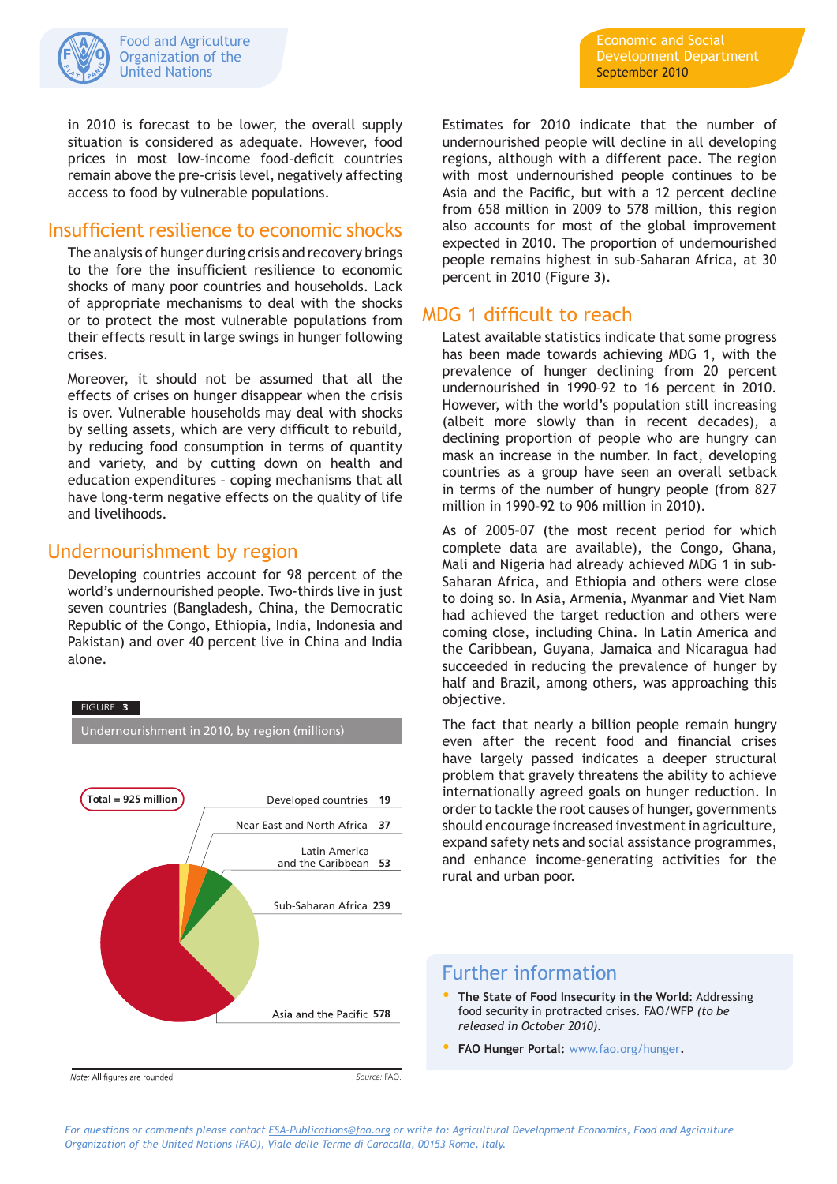in 2010 is forecast to be lower, the overall supply situation is considered as adequate. However, food prices in most low-income food-deficit countries remain above the pre-crisis level, negatively affecting access to food by vulnerable populations.

## Insufficient resilience to economic shocks

The analysis of hunger during crisis and recovery brings to the fore the insufficient resilience to economic shocks of many poor countries and households. Lack of appropriate mechanisms to deal with the shocks or to protect the most vulnerable populations from their effects result in large swings in hunger following crises.

Moreover, it should not be assumed that all the effects of crises on hunger disappear when the crisis is over. Vulnerable households may deal with shocks by selling assets, which are very difficult to rebuild, by reducing food consumption in terms of quantity and variety, and by cutting down on health and education expenditures – coping mechanisms that all have long-term negative effects on the quality of life and livelihoods.

## Undernourishment by region

Developing countries account for 98 percent of the world's undernourished people. Two-thirds live in just seven countries (Bangladesh, China, the Democratic Republic of the Congo, Ethiopia, India, Indonesia and Pakistan) and over 40 percent live in China and India alone.

FIGURE 3

Undernourishment in 2010, by region (millions)

Total = 925 million

Developed countries 19

Near East and North Africa 37

Latin America and the Caribbean 53

Sub-Saharan Africa 239

Asia and the Pacific 578

*Note:* All figures are rounded. *Source:* FAO.

Estimates for 2010 indicate that the number of undernourished people will decline in all developing regions, although with a different pace. The region with most undernourished people continues to be Asia and the Pacific, but with a 12 percent decline from 658 million in 2009 to 578 million, this region also accounts for most of the global improvement expected in 2010. The proportion of undernourished people remains highest in sub-Saharan Africa, at 30 percent in 2010 (Figure 3).

## MDG 1 difficult to reach

Latest available statistics indicate that some progress has been made towards achieving MDG 1, with the prevalence of hunger declining from 20 percent undernourished in 1990–92 to 16 percent in 2010. However, with the world's population still increasing (albeit more slowly than in recent decades), a declining proportion of people who are hungry can mask an increase in the number. In fact, developing countries as a group have seen an overall setback in terms of the number of hungry people (from 827 million in 1990–92 to 906 million in 2010).

As of 2005–07 (the most recent period for which complete data are available), the Congo, Ghana, Mali and Nigeria had already achieved MDG 1 in sub-Saharan Africa, and Ethiopia and others were close to doing so. In Asia, Armenia, Myanmar and Viet Nam had achieved the target reduction and others were coming close, including China. In Latin America and the Caribbean, Guyana, Jamaica and Nicaragua had succeeded in reducing the prevalence of hunger by half and Brazil, among others, was approaching this objective.

The fact that nearly a billion people remain hungry even after the recent food and financial crises have largely passed indicates a deeper structural problem that gravely threatens the ability to achieve internationally agreed goals on hunger reduction. In order to tackle the root causes of hunger, governments should encourage increased investment in agriculture, expand safety nets and social assistance programmes, and enhance income-generating activities for the rural and urban poor.

## Further information

- **The State of Food Insecurity in the World**: Addressing food security in protracted crises. FAO/WFP *(to be released in October 2010).*
- **FAO Hunger Portal:** www.fao.org/hunger.

*For questions or comments please contact ESA-Publications@fao.org or write to: Agricultural Development Economics, Food and Agriculture Organization of the United Nations (FAO), Viale delle Terme di Caracalla, 00153 Rome, Italy.*